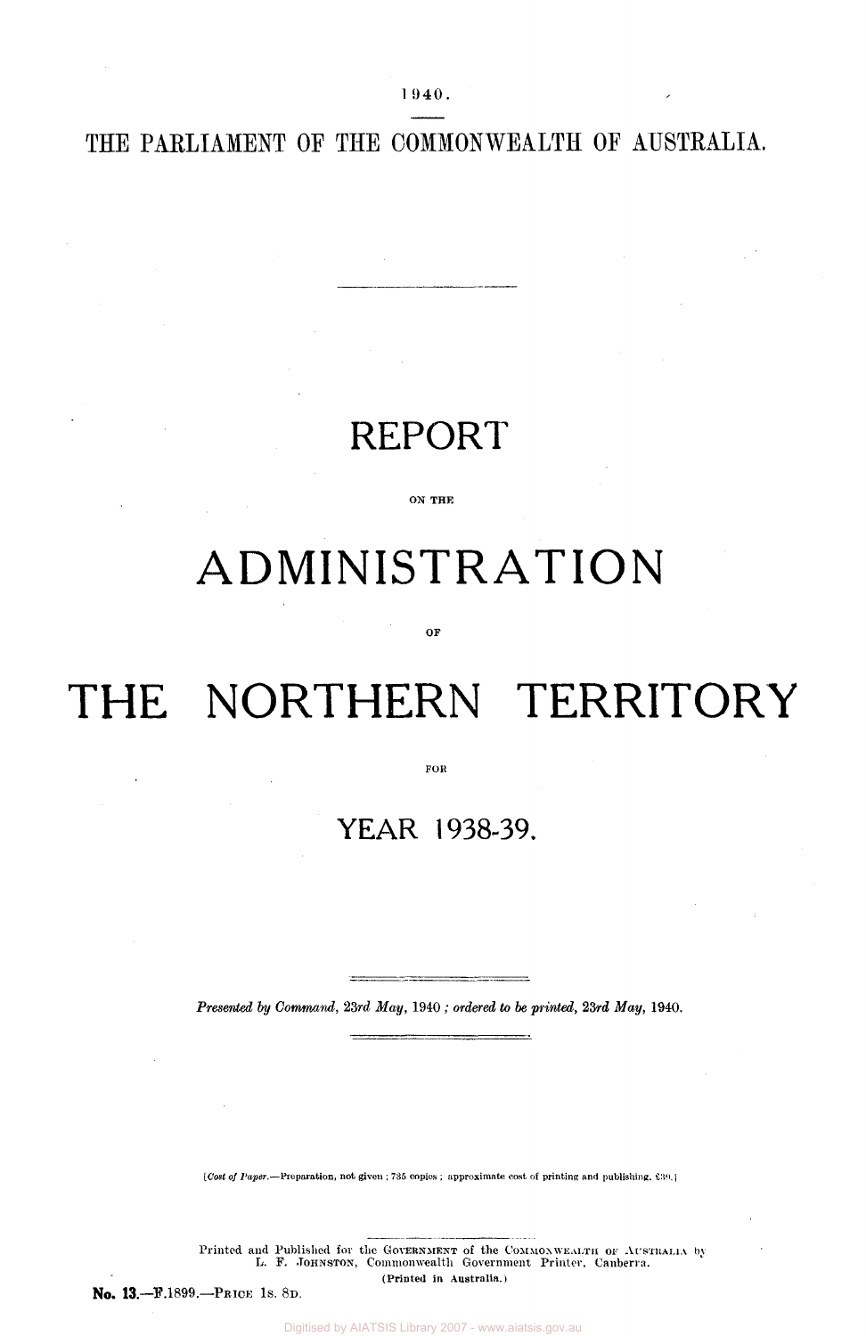1940.

THE PARLIAMENT OF THE COMMONWEALTH OF AUSTRALIA.

# REPORT

ON THE

# ADMINISTRATION

OF

# THE NORTHERN TERRITORY

FOR

## YEAR 1938-39.

*Presented by Command, 23rd May, 1940; ordered to be printed, 23rd May, 1940.*

[*Cost of Paper.*—Preparation, not given; 735 copies; approximate cost of printing and publishing, £30.]

Printed and Published for the GOVERNMENT of the COMMONWEALTH OF AUSTRALIA by L. F. JOHNSTON, Commonwealth Government Printer, Canberra.
(Printed in Australia.)

**No. 13.**—F.1899.—PRICE 1s. 8D.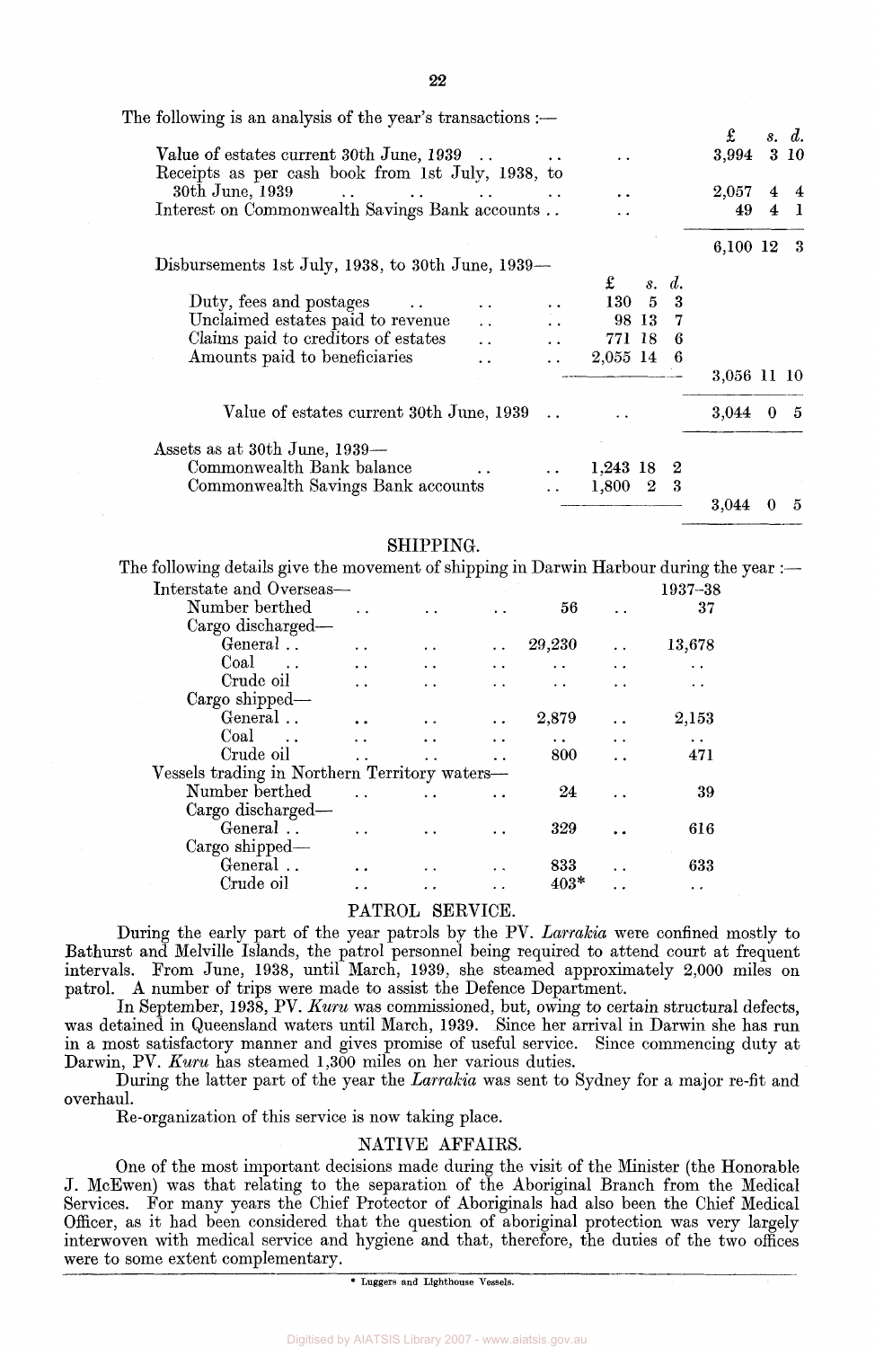The following is an analysis of the year's transactions :—

| | £ s. d. | £ s. d. |
|---|---|---|
| Value of estates current 30th June, 1939 | | 3,994 3 10 |
| Receipts as per cash book from 1st July, 1938, to 30th June, 1939 | | 2,057 4 4 |
| Interest on Commonwealth Savings Bank accounts | | 49 4 1 |
| | | 6,100 12 3 |
| Disbursements 1st July, 1938, to 30th June, 1939— | | |
| Duty, fees and postages | 130 5 3 | |
| Unclaimed estates paid to revenue | 98 13 7 | |
| Claims paid to creditors of estates | 771 18 6 | |
| Amounts paid to beneficiaries | 2,055 14 6 | |
| | | 3,056 11 10 |
| Value of estates current 30th June, 1939 | | 3,044 0 5 |
| Assets as at 30th June, 1939— | | |
| Commonwealth Bank balance | 1,243 18 2 | |
| Commonwealth Savings Bank accounts | 1,800 2 3 | |
| | | 3,044 0 5 |

## SHIPPING.

The following details give the movement of shipping in Darwin Harbour during the year :—

| | | 1937–38 |
|---|---|---|
| Interstate and Overseas— | | |
| Number berthed | 56 | 37 |
| Cargo discharged— | | |
| General | 29,230 | 13,678 |
| Coal | .. | .. |
| Crude oil | .. | .. |
| Cargo shipped— | | |
| General | 2,879 | 2,153 |
| Coal | .. | .. |
| Crude oil | 800 | 471 |
| Vessels trading in Northern Territory waters— | | |
| Number berthed | 24 | 39 |
| Cargo discharged— | | |
| General | 329 | 616 |
| Cargo shipped— | | |
| General | 833 | 633 |
| Crude oil | 403* | .. |

## PATROL SERVICE.

During the early part of the year patrols by the PV. *Larrakia* were confined mostly to Bathurst and Melville Islands, the patrol personnel being required to attend court at frequent intervals. From June, 1938, until March, 1939, she steamed approximately 2,000 miles on patrol. A number of trips were made to assist the Defence Department.

In September, 1938, PV. *Kuru* was commissioned, but, owing to certain structural defects, was detained in Queensland waters until March, 1939. Since her arrival in Darwin she has run in a most satisfactory manner and gives promise of useful service. Since commencing duty at Darwin, PV. *Kuru* has steamed 1,300 miles on her various duties.

During the latter part of the year the *Larrakia* was sent to Sydney for a major re-fit and overhaul.

Re-organization of this service is now taking place.

## NATIVE AFFAIRS.

One of the most important decisions made during the visit of the Minister (the Honorable J. McEwen) was that relating to the separation of the Aboriginal Branch from the Medical Services. For many years the Chief Protector of Aboriginals had also been the Chief Medical Officer, as it had been considered that the question of aboriginal protection was very largely interwoven with medical service and hygiene and that, therefore, the duties of the two offices were to some extent complementary.

* Luggers and Lighthouse Vessels.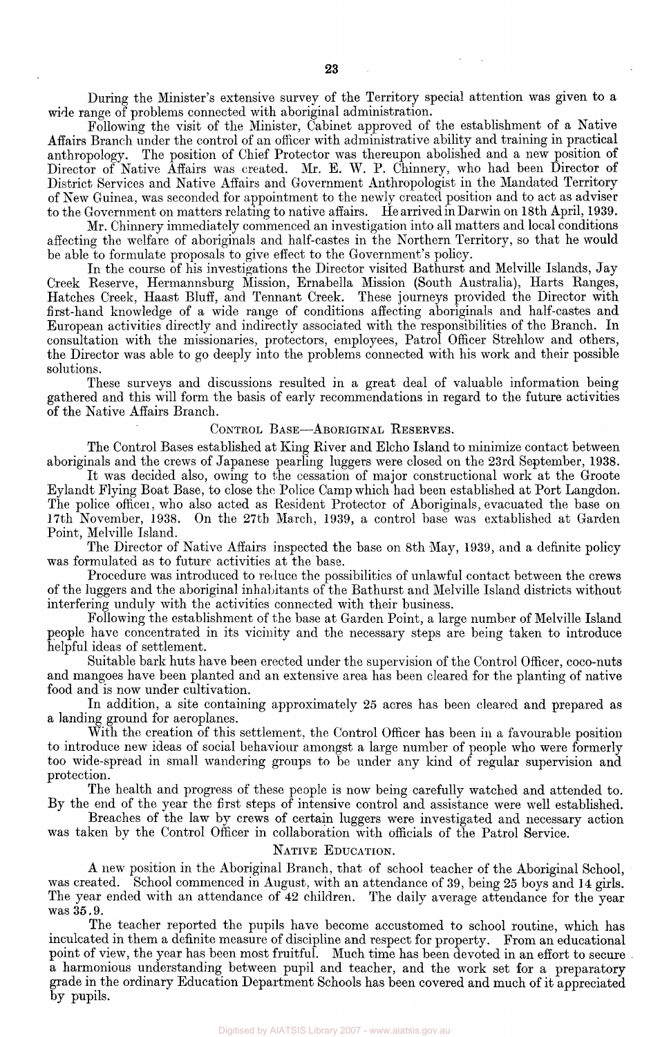During the Minister's extensive survey of the Territory special attention was given to a wide range of problems connected with aboriginal administration.

Following the visit of the Minister, Cabinet approved of the establishment of a Native Affairs Branch under the control of an officer with administrative ability and training in practical anthropology. The position of Chief Protector was thereupon abolished and a new position of Director of Native Affairs was created. Mr. E. W. P. Chinnery, who had been Director of District Services and Native Affairs and Government Anthropologist in the Mandated Territory of New Guinea, was seconded for appointment to the newly created position and to act as adviser to the Government on matters relating to native affairs. He arrived in Darwin on 18th April, 1939.

Mr. Chinnery immediately commenced an investigation into all matters and local conditions affecting the welfare of aboriginals and half-castes in the Northern Territory, so that he would be able to formulate proposals to give effect to the Government's policy.

In the course of his investigations the Director visited Bathurst and Melville Islands, Jay Creek Reserve, Hermannsburg Mission, Ernabella Mission (South Australia), Harts Ranges, Hatches Creek, Haast Bluff, and Tennant Creek. These journeys provided the Director with first-hand knowledge of a wide range of conditions affecting aboriginals and half-castes and European activities directly and indirectly associated with the responsibilities of the Branch. In consultation with the missionaries, protectors, employees, Patrol Officer Strehlow and others, the Director was able to go deeply into the problems connected with his work and their possible solutions.

These surveys and discussions resulted in a great deal of valuable information being gathered and this will form the basis of early recommendations in regard to the future activities of the Native Affairs Branch.

## Control Base—Aboriginal Reserves.

The Control Bases established at King River and Elcho Island to minimize contact between aboriginals and the crews of Japanese pearling luggers were closed on the 23rd September, 1938.

It was decided also, owing to the cessation of major constructional work at the Groote Eylandt Flying Boat Base, to close the Police Camp which had been established at Port Langdon. The police officer, who also acted as Resident Protector of Aboriginals, evacuated the base on 17th November, 1938. On the 27th March, 1939, a control base was established at Garden Point, Melville Island.

The Director of Native Affairs inspected the base on 8th May, 1939, and a definite policy was formulated as to future activities at the base.

Procedure was introduced to reduce the possibilities of unlawful contact between the crews of the luggers and the aboriginal inhabitants of the Bathurst and Melville Island districts without interfering unduly with the activities connected with their business.

Following the establishment of the base at Garden Point, a large number of Melville Island people have concentrated in its vicinity and the necessary steps are being taken to introduce helpful ideas of settlement.

Suitable bark huts have been erected under the supervision of the Control Officer, coco-nuts and mangoes have been planted and an extensive area has been cleared for the planting of native food and is now under cultivation.

In addition, a site containing approximately 25 acres has been cleared and prepared as a landing ground for aeroplanes.

With the creation of this settlement, the Control Officer has been in a favourable position to introduce new ideas of social behaviour amongst a large number of people who were formerly too wide-spread in small wandering groups to be under any kind of regular supervision and protection.

The health and progress of these people is now being carefully watched and attended to. By the end of the year the first steps of intensive control and assistance were well established.

Breaches of the law by crews of certain luggers were investigated and necessary action was taken by the Control Officer in collaboration with officials of the Patrol Service.

## Native Education.

A new position in the Aboriginal Branch, that of school teacher of the Aboriginal School, was created. School commenced in August, with an attendance of 39, being 25 boys and 14 girls. The year ended with an attendance of 42 children. The daily average attendance for the year was 35.9.

The teacher reported the pupils have become accustomed to school routine, which has inculcated in them a definite measure of discipline and respect for property. From an educational point of view, the year has been most fruitful. Much time has been devoted in an effort to secure a harmonious understanding between pupil and teacher, and the work set for a preparatory grade in the ordinary Education Department Schools has been covered and much of it appreciated by pupils.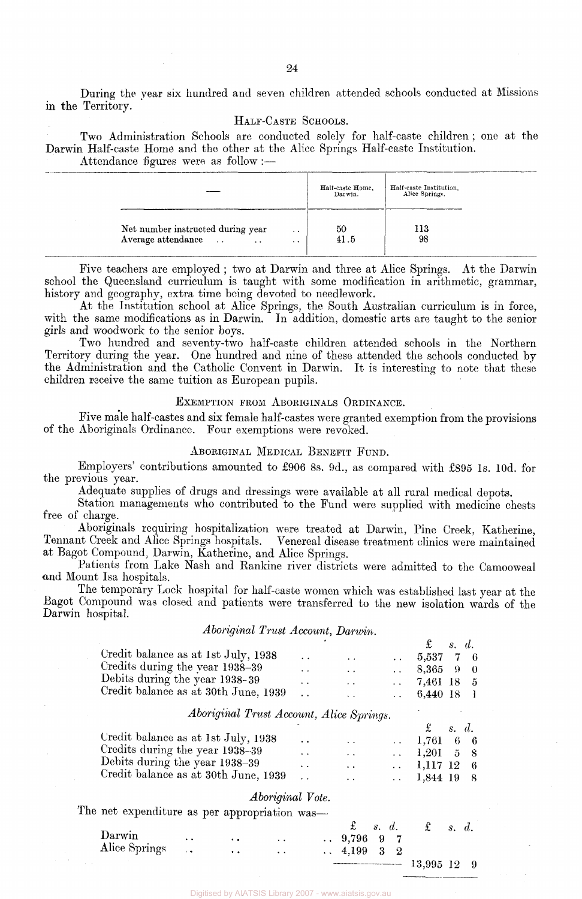During the year six hundred and seven children attended schools conducted at Missions in the Territory.

### Half-Caste Schools.

Two Administration Schools are conducted solely for half-caste children; one at the Darwin Half-caste Home and the other at the Alice Springs Half-caste Institution.

Attendance figures were as follow:—

| — | Half-caste Home, Darwin. | Half-caste Institution, Alice Springs. |
|---|---|---|
| Net number instructed during year | 50 | 113 |
| Average attendance | 41.5 | 98 |

Five teachers are employed; two at Darwin and three at Alice Springs. At the Darwin school the Queensland curriculum is taught with some modification in arithmetic, grammar, history and geography, extra time being devoted to needlework.

At the Institution school at Alice Springs, the South Australian curriculum is in force, with the same modifications as in Darwin. In addition, domestic arts are taught to the senior girls and woodwork to the senior boys.

Two hundred and seventy-two half-caste children attended schools in the Northern Territory during the year. One hundred and nine of these attended the schools conducted by the Administration and the Catholic Convent in Darwin. It is interesting to note that these children receive the same tuition as European pupils.

### Exemption from Aboriginals Ordinance.

Five male half-castes and six female half-castes were granted exemption from the provisions of the Aboriginals Ordinance. Four exemptions were revoked.

### Aboriginal Medical Benefit Fund.

Employers' contributions amounted to £906 8s. 9d., as compared with £895 1s. 10d. for the previous year.

Adequate supplies of drugs and dressings were available at all rural medical depots.

Station managements who contributed to the Fund were supplied with medicine chests free of charge.

Aboriginals requiring hospitalization were treated at Darwin, Pine Creek, Katherine, Tennant Creek and Alice Springs hospitals. Venereal disease treatment clinics were maintained at Bagot Compound, Darwin, Katherine, and Alice Springs.

Patients from Lake Nash and Rankine river districts were admitted to the Camooweal and Mount Isa hospitals.

The temporary Lock hospital for half-caste women which was established last year at the Bagot Compound was closed and patients were transferred to the new isolation wards of the Darwin hospital.

*Aboriginal Trust Account, Darwin.*

| | £ | s. | d. |
|---|---|---|---|
| Credit balance as at 1st July, 1938 | 5,537 | 7 | 6 |
| Credits during the year 1938–39 | 8,365 | 9 | 0 |
| Debits during the year 1938–39 | 7,461 | 18 | 5 |
| Credit balance as at 30th June, 1939 | 6,440 | 18 | 1 |

*Aboriginal Trust Account, Alice Springs.*

| | £ | s. | d. |
|---|---|---|---|
| Credit balance as at 1st July, 1938 | 1,761 | 6 | 6 |
| Credits during the year 1938–39 | 1,201 | 5 | 8 |
| Debits during the year 1938–39 | 1,117 | 12 | 6 |
| Credit balance as at 30th June, 1939 | 1,844 | 19 | 8 |

*Aboriginal Vote.*

The net expenditure as per appropriation was—

| | £ s. d. | £ s. d. |
|---|---|---|
| Darwin | 9,796 9 7 | |
| Alice Springs | 4,199 3 2 | |
| | | 13,995 12 9 |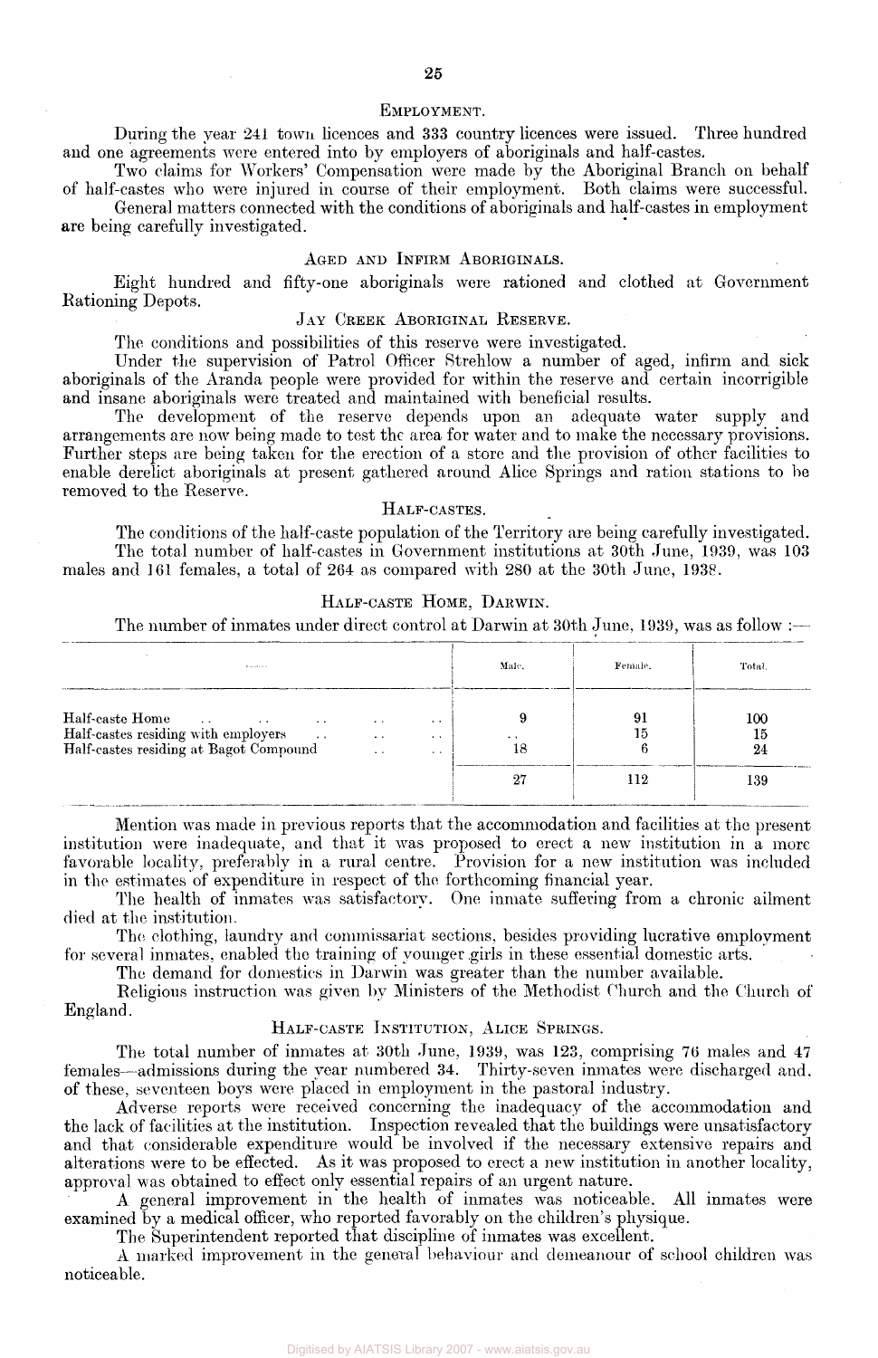## EMPLOYMENT.

During the year 241 town licences and 333 country licences were issued. Three hundred and one agreements were entered into by employers of aboriginals and half-castes.

Two claims for Workers' Compensation were made by the Aboriginal Branch on behalf of half-castes who were injured in course of their employment. Both claims were successful.

General matters connected with the conditions of aboriginals and half-castes in employment are being carefully investigated.

## AGED AND INFIRM ABORIGINALS.

Eight hundred and fifty-one aboriginals were rationed and clothed at Government Rationing Depots.

## JAY CREEK ABORIGINAL RESERVE.

The conditions and possibilities of this reserve were investigated.

Under the supervision of Patrol Officer Strehlow a number of aged, infirm and sick aboriginals of the Aranda people were provided for within the reserve and certain incorrigible and insane aboriginals were treated and maintained with beneficial results.

The development of the reserve depends upon an adequate water supply and arrangements are now being made to test the area for water and to make the necessary provisions. Further steps are being taken for the erection of a store and the provision of other facilities to enable derelict aboriginals at present gathered around Alice Springs and ration stations to be removed to the Reserve.

## HALF-CASTES.

The conditions of the half-caste population of the Territory are being carefully investigated.

The total number of half-castes in Government institutions at 30th June, 1939, was 103 males and 161 females, a total of 264 as compared with 280 at the 30th June, 1938.

## HALF-CASTE HOME, DARWIN.

The number of inmates under direct control at Darwin at 30th June, 1939, was as follow :—

| — | Male. | Female. | Total. |
|---|---|---|---|
| Half-caste Home | 9 | 91 | 100 |
| Half-castes residing with employers | .. | 15 | 15 |
| Half-castes residing at Bagot Compound | 18 | 6 | 24 |
| | 27 | 112 | 139 |

Mention was made in previous reports that the accommodation and facilities at the present institution were inadequate, and that it was proposed to erect a new institution in a more favorable locality, preferably in a rural centre. Provision for a new institution was included in the estimates of expenditure in respect of the forthcoming financial year.

The health of inmates was satisfactory. One inmate suffering from a chronic ailment died at the institution.

The clothing, laundry and commissariat sections, besides providing lucrative employment for several inmates, enabled the training of younger girls in these essential domestic arts.

The demand for domestics in Darwin was greater than the number available.

Religious instruction was given by Ministers of the Methodist Church and the Church of England.

## HALF-CASTE INSTITUTION, ALICE SPRINGS.

The total number of inmates at 30th June, 1939, was 123, comprising 76 males and 47 females—admissions during the year numbered 34. Thirty-seven inmates were discharged and, of these, seventeen boys were placed in employment in the pastoral industry.

Adverse reports were received concerning the inadequacy of the accommodation and the lack of facilities at the institution. Inspection revealed that the buildings were unsatisfactory and that considerable expenditure would be involved if the necessary extensive repairs and alterations were to be effected. As it was proposed to erect a new institution in another locality, approval was obtained to effect only essential repairs of an urgent nature.

A general improvement in the health of inmates was noticeable. All inmates were examined by a medical officer, who reported favorably on the children's physique.

The Superintendent reported that discipline of inmates was excellent.

A marked improvement in the general behaviour and demeanour of school children was noticeable.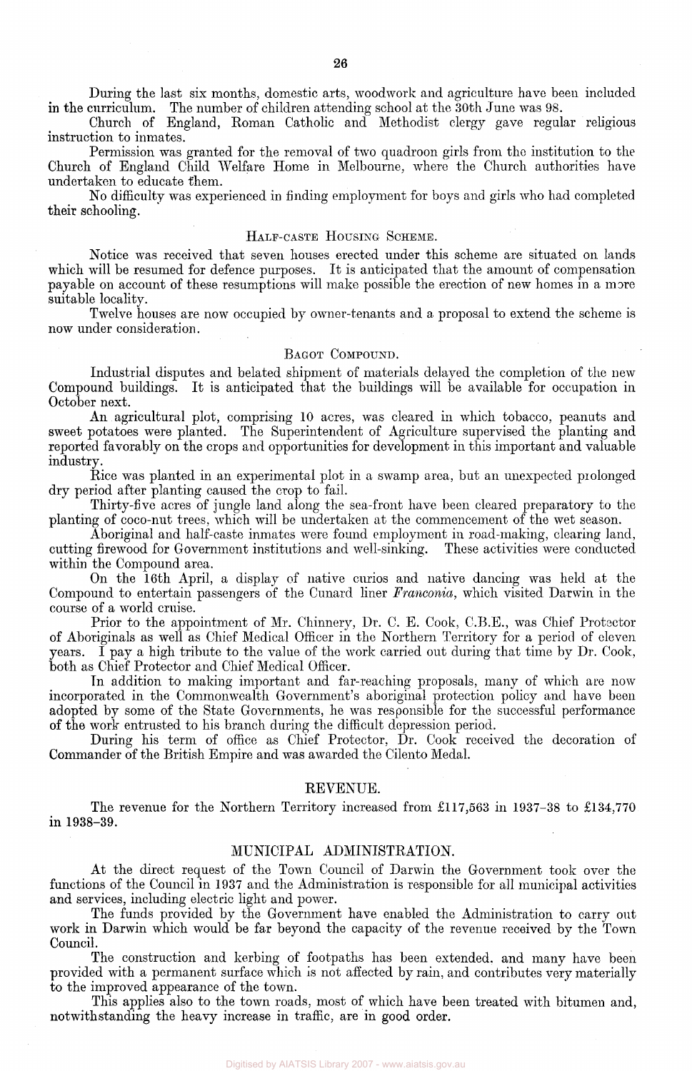During the last six months, domestic arts, woodwork and agriculture have been included in the curriculum. The number of children attending school at the 30th June was 98.

Church of England, Roman Catholic and Methodist clergy gave regular religious instruction to inmates.

Permission was granted for the removal of two quadroon girls from the institution to the Church of England Child Welfare Home in Melbourne, where the Church authorities have undertaken to educate them.

No difficulty was experienced in finding employment for boys and girls who had completed their schooling.

## HALF-CASTE HOUSING SCHEME.

Notice was received that seven houses erected under this scheme are situated on lands which will be resumed for defence purposes. It is anticipated that the amount of compensation payable on account of these resumptions will make possible the erection of new homes in a more suitable locality.

Twelve houses are now occupied by owner-tenants and a proposal to extend the scheme is now under consideration.

## BAGOT COMPOUND.

Industrial disputes and belated shipment of materials delayed the completion of the new Compound buildings. It is anticipated that the buildings will be available for occupation in October next.

An agricultural plot, comprising 10 acres, was cleared in which tobacco, peanuts and sweet potatoes were planted. The Superintendent of Agriculture supervised the planting and reported favorably on the crops and opportunities for development in this important and valuable industry.

Rice was planted in an experimental plot in a swamp area, but an unexpected prolonged dry period after planting caused the crop to fail.

Thirty-five acres of jungle land along the sea-front have been cleared preparatory to the planting of coco-nut trees, which will be undertaken at the commencement of the wet season.

Aboriginal and half-caste inmates were found employment in road-making, clearing land, cutting firewood for Government institutions and well-sinking. These activities were conducted within the Compound area.

On the 16th April, a display of native curios and native dancing was held at the Compound to entertain passengers of the Cunard liner *Franconia*, which visited Darwin in the course of a world cruise.

Prior to the appointment of Mr. Chinnery, Dr. C. E. Cook, C.B.E., was Chief Protector of Aboriginals as well as Chief Medical Officer in the Northern Territory for a period of eleven years. I pay a high tribute to the value of the work carried out during that time by Dr. Cook, both as Chief Protector and Chief Medical Officer.

In addition to making important and far-reaching proposals, many of which are now incorporated in the Commonwealth Government's aboriginal protection policy and have been adopted by some of the State Governments, he was responsible for the successful performance of the work entrusted to his branch during the difficult depression period.

During his term of office as Chief Protector, Dr. Cook received the decoration of Commander of the British Empire and was awarded the Cilento Medal.

## REVENUE.

The revenue for the Northern Territory increased from £117,563 in 1937–38 to £134,770 in 1938–39.

## MUNICIPAL ADMINISTRATION.

At the direct request of the Town Council of Darwin the Government took over the functions of the Council in 1937 and the Administration is responsible for all municipal activities and services, including electric light and power.

The funds provided by the Government have enabled the Administration to carry out work in Darwin which would be far beyond the capacity of the revenue received by the Town Council.

The construction and kerbing of footpaths has been extended. and many have been provided with a permanent surface which is not affected by rain, and contributes very materially to the improved appearance of the town.

This applies also to the town roads, most of which have been treated with bitumen and, notwithstanding the heavy increase in traffic, are in good order.